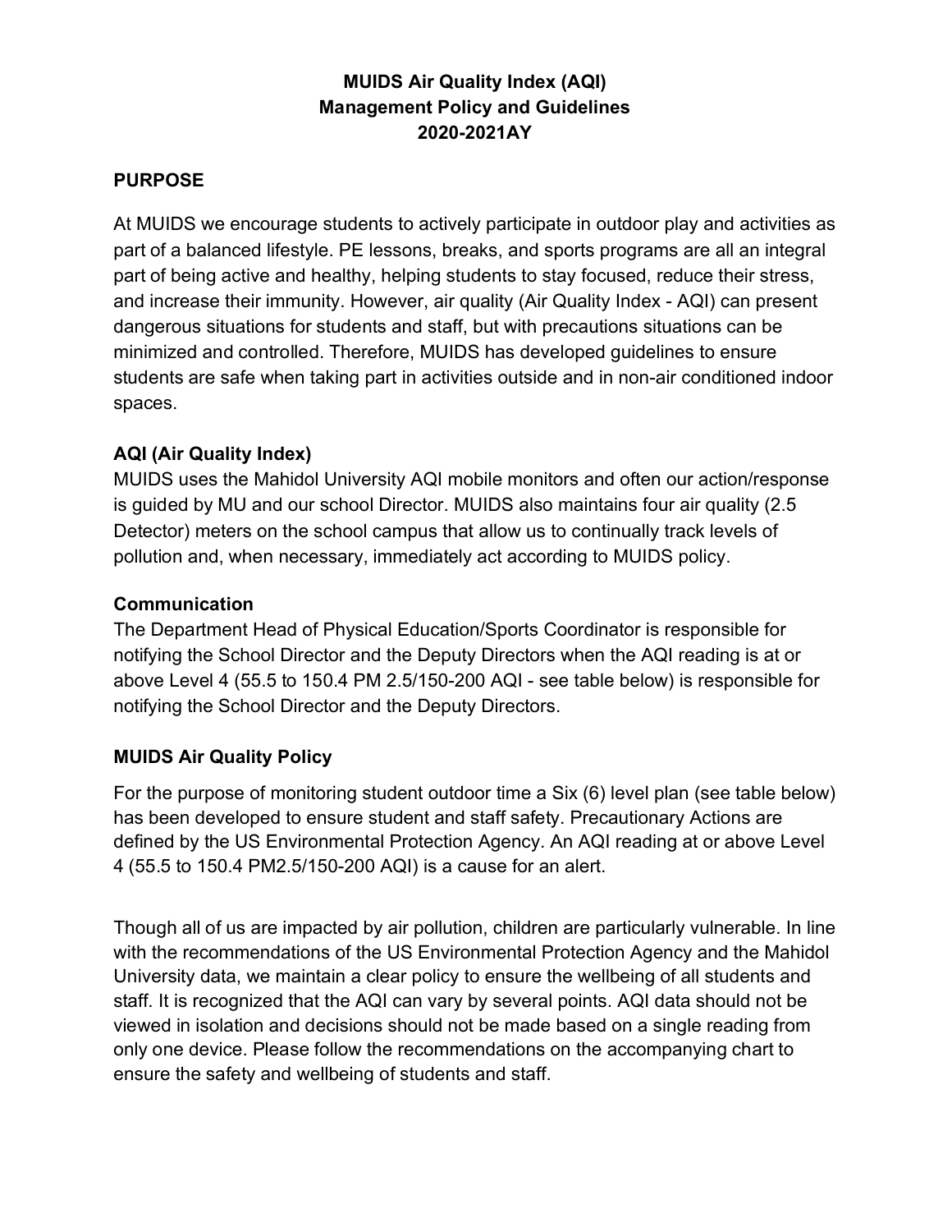# MUIDS Air Quality Index (AQI) Management Policy and Guidelines 2020-2021AY

## PURPOSE

At MUIDS we encourage students to actively participate in outdoor play and activities as part of a balanced lifestyle. PE lessons, breaks, and sports programs are all an integral part of being active and healthy, helping students to stay focused, reduce their stress, and increase their immunity. However, air quality (Air Quality Index - AQI) can present dangerous situations for students and staff, but with precautions situations can be minimized and controlled. Therefore, MUIDS has developed guidelines to ensure students are safe when taking part in activities outside and in non-air conditioned indoor spaces.

## AQI (Air Quality Index)

MUIDS uses the Mahidol University AQI mobile monitors and often our action/response is guided by MU and our school Director. MUIDS also maintains four air quality (2.5 Detector) meters on the school campus that allow us to continually track levels of pollution and, when necessary, immediately act according to MUIDS policy.

## Communication

The Department Head of Physical Education/Sports Coordinator is responsible for notifying the School Director and the Deputy Directors when the AQI reading is at or above Level 4 (55.5 to 150.4 PM 2.5/150-200 AQI - see table below) is responsible for notifying the School Director and the Deputy Directors.

## MUIDS Air Quality Policy

For the purpose of monitoring student outdoor time a Six (6) level plan (see table below) has been developed to ensure student and staff safety. Precautionary Actions are defined by the US Environmental Protection Agency. An AQI reading at or above Level 4 (55.5 to 150.4 PM2.5/150-200 AQI) is a cause for an alert.

Though all of us are impacted by air pollution, children are particularly vulnerable. In line with the recommendations of the US Environmental Protection Agency and the Mahidol University data, we maintain a clear policy to ensure the wellbeing of all students and staff. It is recognized that the AQI can vary by several points. AQI data should not be viewed in isolation and decisions should not be made based on a single reading from only one device. Please follow the recommendations on the accompanying chart to ensure the safety and wellbeing of students and staff.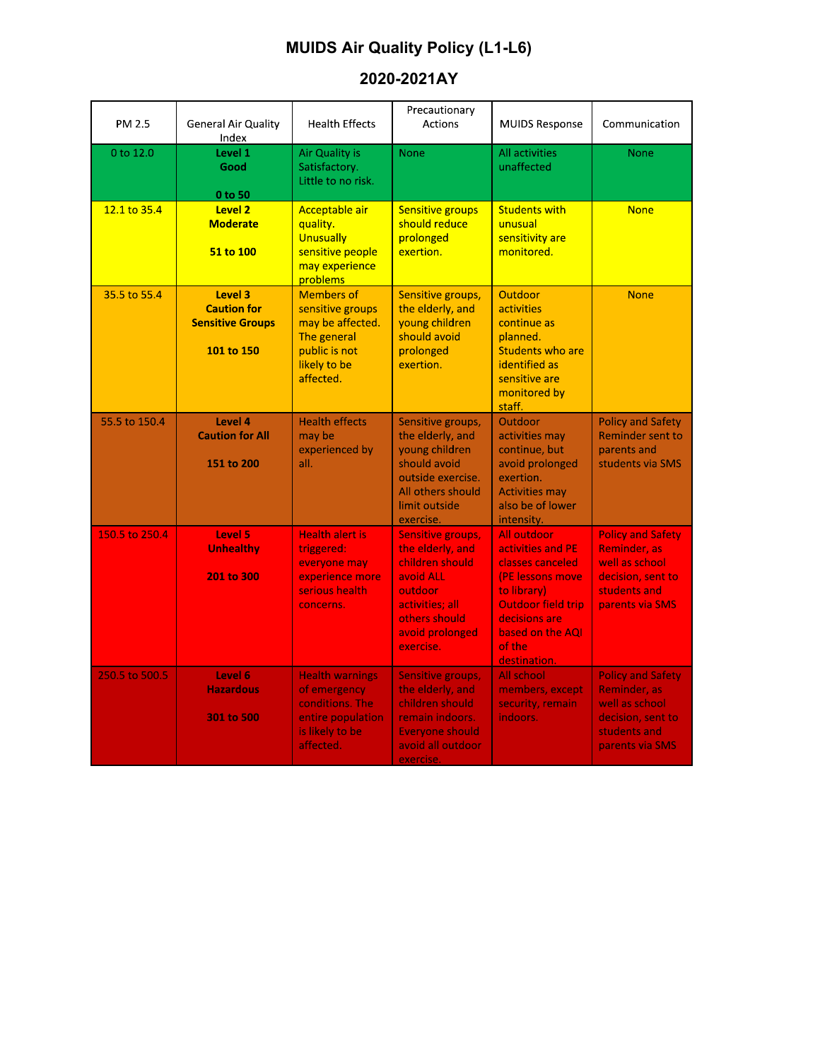# MUIDS Air Quality Policy (L1-L6)

## 2020-2021AY

| PM 2.5 | General Air Quality Index | Health Effects | Precautionary Actions | MUIDS Response | Communication |
|---|---|---|---|---|---|
| 0 to 12.0 | **Level 1** **Good** **0 to 50** | Air Quality is Satisfactory. Little to no risk. | None | All activities unaffected | None |
| 12.1 to 35.4 | **Level 2** **Moderate** **51 to 100** | Acceptable air quality. Unusually sensitive people may experience problems | Sensitive groups should reduce prolonged exertion. | Students with unusual sensitivity are monitored. | None |
| 35.5 to 55.4 | **Level 3** **Caution for Sensitive Groups** **101 to 150** | Members of sensitive groups may be affected. The general public is not likely to be affected. | Sensitive groups, the elderly, and young children should avoid prolonged exertion. | Outdoor activities continue as planned. Students who are identified as sensitive are monitored by staff. | None |
| 55.5 to 150.4 | **Level 4** **Caution for All** **151 to 200** | Health effects may be experienced by all. | Sensitive groups, the elderly, and young children should avoid outside exercise. All others should limit outside exercise. | Outdoor activities may continue, but avoid prolonged exertion. Activities may also be of lower intensity. | Policy and Safety Reminder sent to parents and students via SMS |
| 150.5 to 250.4 | **Level 5** **Unhealthy** **201 to 300** | Health alert is triggered: everyone may experience more serious health concerns. | Sensitive groups, the elderly, and children should avoid ALL outdoor activities; all others should avoid prolonged exercise. | All outdoor activities and PE classes canceled (PE lessons move to library) Outdoor field trip decisions are based on the AQI of the destination. | Policy and Safety Reminder, as well as school decision, sent to students and parents via SMS |
| 250.5 to 500.5 | **Level 6** **Hazardous** **301 to 500** | Health warnings of emergency conditions. The entire population is likely to be affected. | Sensitive groups, the elderly, and children should remain indoors. Everyone should avoid all outdoor exercise. | All school members, except security, remain indoors. | Policy and Safety Reminder, as well as school decision, sent to students and parents via SMS |